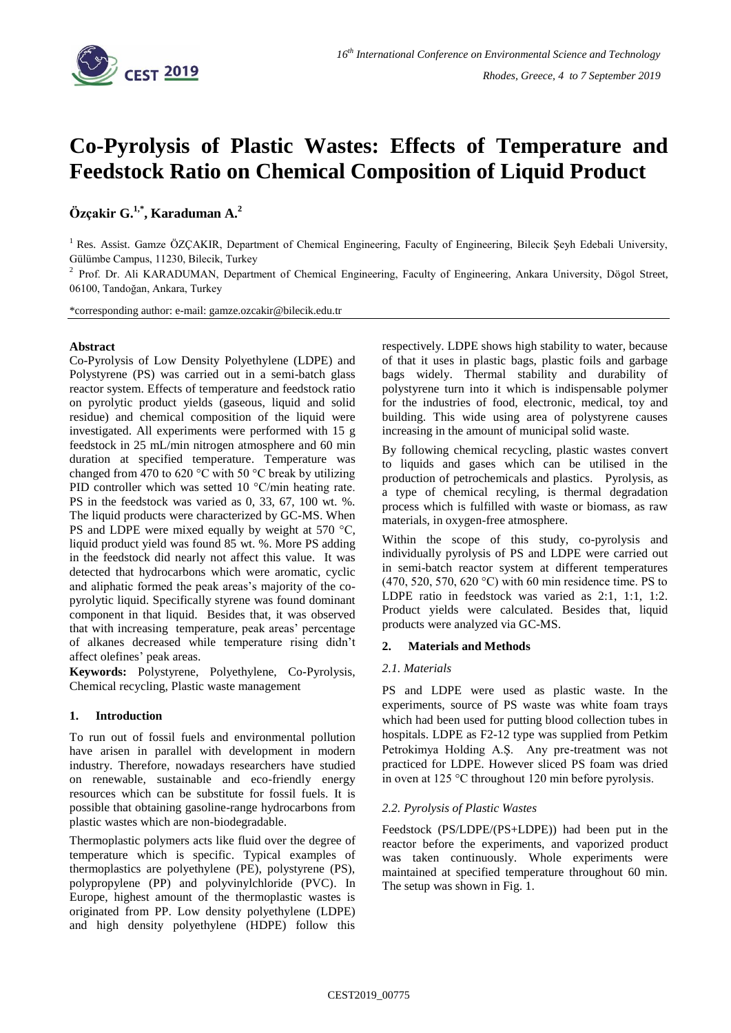# Co-Pyrolysis of Plastic Wastes: Effects of Temperature and Feedstock Ratio on Chemical Composition of Liquid Product

**Özçakir G.[1,*], Karaduman A.[2]**

[1] Res. Assist. Gamze ÖZÇAKIR, Department of Chemical Engineering, Faculty of Engineering, Bilecik Şeyh Edebali University, Gülümbe Campus, 11230, Bilecik, Turkey

[2] Prof. Dr. Ali KARADUMAN, Department of Chemical Engineering, Faculty of Engineering, Ankara University, Dögol Street, 06100, Tandoğan, Ankara, Turkey

*corresponding author: e-mail: gamze.ozcakir@bilecik.edu.tr

**Abstract**

Co-Pyrolysis of Low Density Polyethylene (LDPE) and Polystyrene (PS) was carried out in a semi-batch glass reactor system. Effects of temperature and feedstock ratio on pyrolytic product yields (gaseous, liquid and solid residue) and chemical composition of the liquid were investigated. All experiments were performed with 15 g feedstock in 25 mL/min nitrogen atmosphere and 60 min duration at specified temperature. Temperature was changed from 470 to 620 °C with 50 °C break by utilizing PID controller which was setted 10 °C/min heating rate. PS in the feedstock was varied as 0, 33, 67, 100 wt. %. The liquid products were characterized by GC-MS. When PS and LDPE were mixed equally by weight at 570 °C, liquid product yield was found 85 wt. %. More PS adding in the feedstock did nearly not affect this value. It was detected that hydrocarbons which were aromatic, cyclic and aliphatic formed the peak areas's majority of the co-pyrolytic liquid. Specifically styrene was found dominant component in that liquid. Besides that, it was observed that with increasing temperature, peak areas' percentage of alkanes decreased while temperature rising didn't affect olefines' peak areas.

**Keywords:** Polystyrene, Polyethylene, Co-Pyrolysis, Chemical recycling, Plastic waste management

## 1. Introduction

To run out of fossil fuels and environmental pollution have arisen in parallel with development in modern industry. Therefore, nowadays researchers have studied on renewable, sustainable and eco-friendly energy resources which can be substitute for fossil fuels. It is possible that obtaining gasoline-range hydrocarbons from plastic wastes which are non-biodegradable.

Thermoplastic polymers acts like fluid over the degree of temperature which is specific. Typical examples of thermoplastics are polyethylene (PE), polystyrene (PS), polypropylene (PP) and polyvinylchloride (PVC). In Europe, highest amount of the thermoplastic wastes is originated from PP. Low density polyethylene (LDPE) and high density polyethylene (HDPE) follow this respectively. LDPE shows high stability to water, because of that it uses in plastic bags, plastic foils and garbage bags widely. Thermal stability and durability of polystyrene turn into it which is indispensable polymer for the industries of food, electronic, medical, toy and building. This wide using area of polystyrene causes increasing in the amount of municipal solid waste.

By following chemical recycling, plastic wastes convert to liquids and gases which can be utilised in the production of petrochemicals and plastics. Pyrolysis, as a type of chemical recyling, is thermal degradation process which is fulfilled with waste or biomass, as raw materials, in oxygen-free atmosphere.

Within the scope of this study, co-pyrolysis and individually pyrolysis of PS and LDPE were carried out in semi-batch reactor system at different temperatures (470, 520, 570, 620 °C) with 60 min residence time. PS to LDPE ratio in feedstock was varied as 2:1, 1:1, 1:2. Product yields were calculated. Besides that, liquid products were analyzed via GC-MS.

## 2. Materials and Methods

### *2.1. Materials*

PS and LDPE were used as plastic waste. In the experiments, source of PS waste was white foam trays which had been used for putting blood collection tubes in hospitals. LDPE as F2-12 type was supplied from Petkim Petrokimya Holding A.Ş. Any pre-treatment was not practiced for LDPE. However sliced PS foam was dried in oven at 125 °C throughout 120 min before pyrolysis.

### *2.2. Pyrolysis of Plastic Wastes*

Feedstock (PS/LDPE/(PS+LDPE)) had been put in the reactor before the experiments, and vaporized product was taken continuously. Whole experiments were maintained at specified temperature throughout 60 min. The setup was shown in Fig. 1.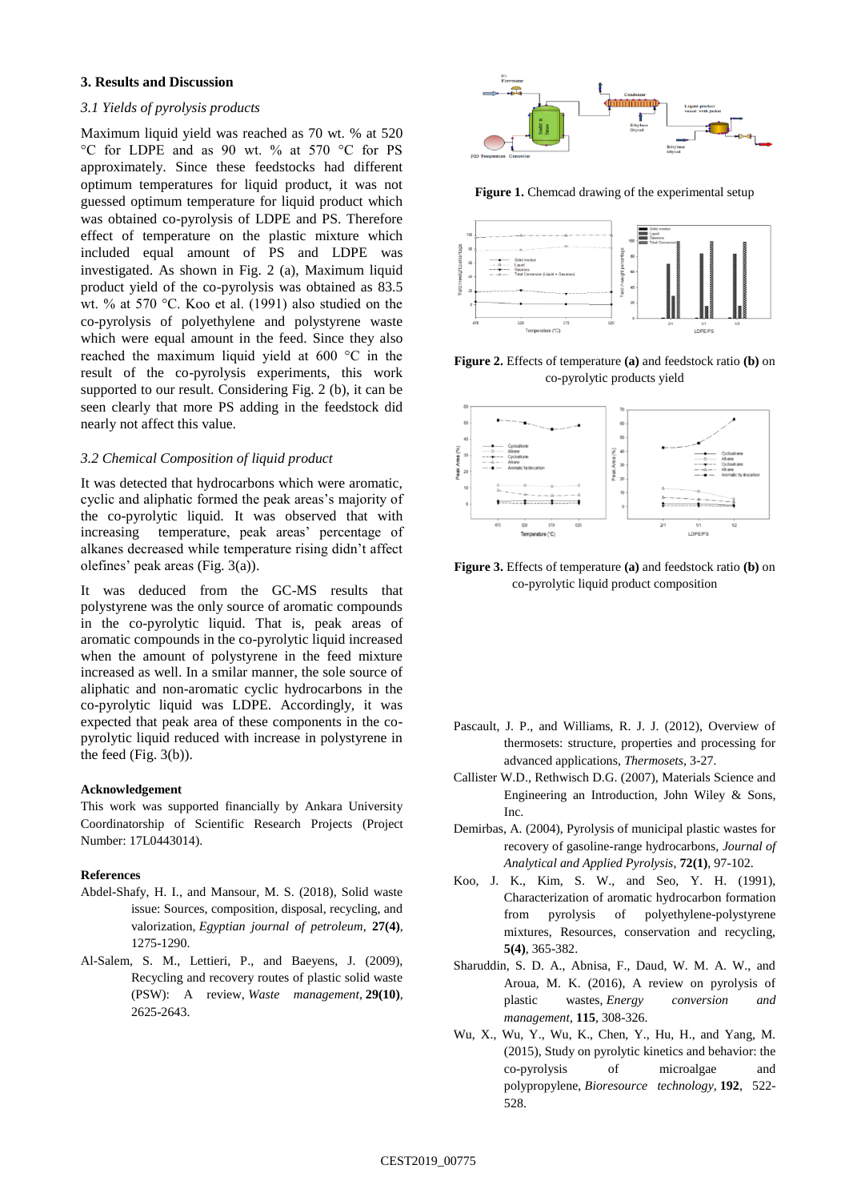## 3. Results and Discussion

### *3.1 Yields of pyrolysis products*

Maximum liquid yield was reached as 70 wt. % at 520 °C for LDPE and as 90 wt. % at 570 °C for PS approximately. Since these feedstocks had different optimum temperatures for liquid product, it was not guessed optimum temperature for liquid product which was obtained co-pyrolysis of LDPE and PS. Therefore effect of temperature on the plastic mixture which included equal amount of PS and LDPE was investigated. As shown in Fig. 2 (a), Maximum liquid product yield of the co-pyrolysis was obtained as 83.5 wt. % at 570 °C. Koo et al. (1991) also studied on the co-pyrolysis of polyethylene and polystyrene waste which were equal amount in the feed. Since they also reached the maximum liquid yield at 600 °C in the result of the co-pyrolysis experiments, this work supported to our result. Considering Fig. 2 (b), it can be seen clearly that more PS adding in the feedstock did nearly not affect this value.

### *3.2 Chemical Composition of liquid product*

It was detected that hydrocarbons which were aromatic, cyclic and aliphatic formed the peak areas's majority of the co-pyrolytic liquid. It was observed that with increasing temperature, peak areas' percentage of alkanes decreased while temperature rising didn't affect olefines' peak areas (Fig. 3(a)).

It was deduced from the GC-MS results that polystyrene was the only source of aromatic compounds in the co-pyrolytic liquid. That is, peak areas of aromatic compounds in the co-pyrolytic liquid increased when the amount of polystyrene in the feed mixture increased as well. In a smilar manner, the sole source of aliphatic and non-aromatic cyclic hydrocarbons in the co-pyrolytic liquid was LDPE. Accordingly, it was expected that peak area of these components in the co-pyrolytic liquid reduced with increase in polystyrene in the feed (Fig. 3(b)).

N2
Flowmeter
Condenser
Liquid product vessel with jacket
Ethylene Glycol
Ethylene Glycol
PID Temperature Controller

**Figure 1.** Chemcad drawing of the experimental setup

(a)
Yield (weight) percentage
Solid residue
Liquid
Gaseous
Total Conversion (Liquid + Gaseous)
Temperature (°C)
470
520
570
620

(b)
Solid residue
Liquid
Gaseous
Total Conversion
Yield in weight percentage
2/1
1/1
1/2
LDPE/PS

**Figure 2.** Effects of temperature **(a)** and feedstock ratio **(b)** on co-pyrolytic products yield

(a)
Peak Area (%)
Cycloalkene
Alkene
Cycloalkane
Alkane
Aromatic hydrocarbon
Temperature (°C)
470
520
570
620

(b)
Peak Area (%)
Cycloalkene
Alkene
Cycloalkane
Alkane
Aromatic hydrocarbon
2/1
1/1
1/2
LDPE/PS

**Figure 3.** Effects of temperature **(a)** and feedstock ratio **(b)** on co-pyrolytic liquid product composition

### Acknowledgement

This work was supported financially by Ankara University Coordinatorship of Scientific Research Projects (Project Number: 17L0443014).

### References

Abdel-Shafy, H. I., and Mansour, M. S. (2018), Solid waste issue: Sources, composition, disposal, recycling, and valorization, *Egyptian journal of petroleum*, **27(4)**, 1275-1290.

Al-Salem, S. M., Lettieri, P., and Baeyens, J. (2009), Recycling and recovery routes of plastic solid waste (PSW): A review, *Waste management*, **29(10)**, 2625-2643.

Pascault, J. P., and Williams, R. J. J. (2012), Overview of thermosets: structure, properties and processing for advanced applications, *Thermosets*, 3-27.

Callister W.D., Rethwisch D.G. (2007), Materials Science and Engineering an Introduction, John Wiley & Sons, Inc.

Demirbas, A. (2004), Pyrolysis of municipal plastic wastes for recovery of gasoline-range hydrocarbons, *Journal of Analytical and Applied Pyrolysis*, **72(1)**, 97-102.

Koo, J. K., Kim, S. W., and Seo, Y. H. (1991), Characterization of aromatic hydrocarbon formation from pyrolysis of polyethylene-polystyrene mixtures, Resources, conservation and recycling, **5(4)**, 365-382.

Sharuddin, S. D. A., Abnisa, F., Daud, W. M. A. W., and Aroua, M. K. (2016), A review on pyrolysis of plastic wastes, *Energy conversion and management*, **115**, 308-326.

Wu, X., Wu, Y., Wu, K., Chen, Y., Hu, H., and Yang, M. (2015), Study on pyrolytic kinetics and behavior: the co-pyrolysis of microalgae and polypropylene, *Bioresource technology*, **192**, 522-528.